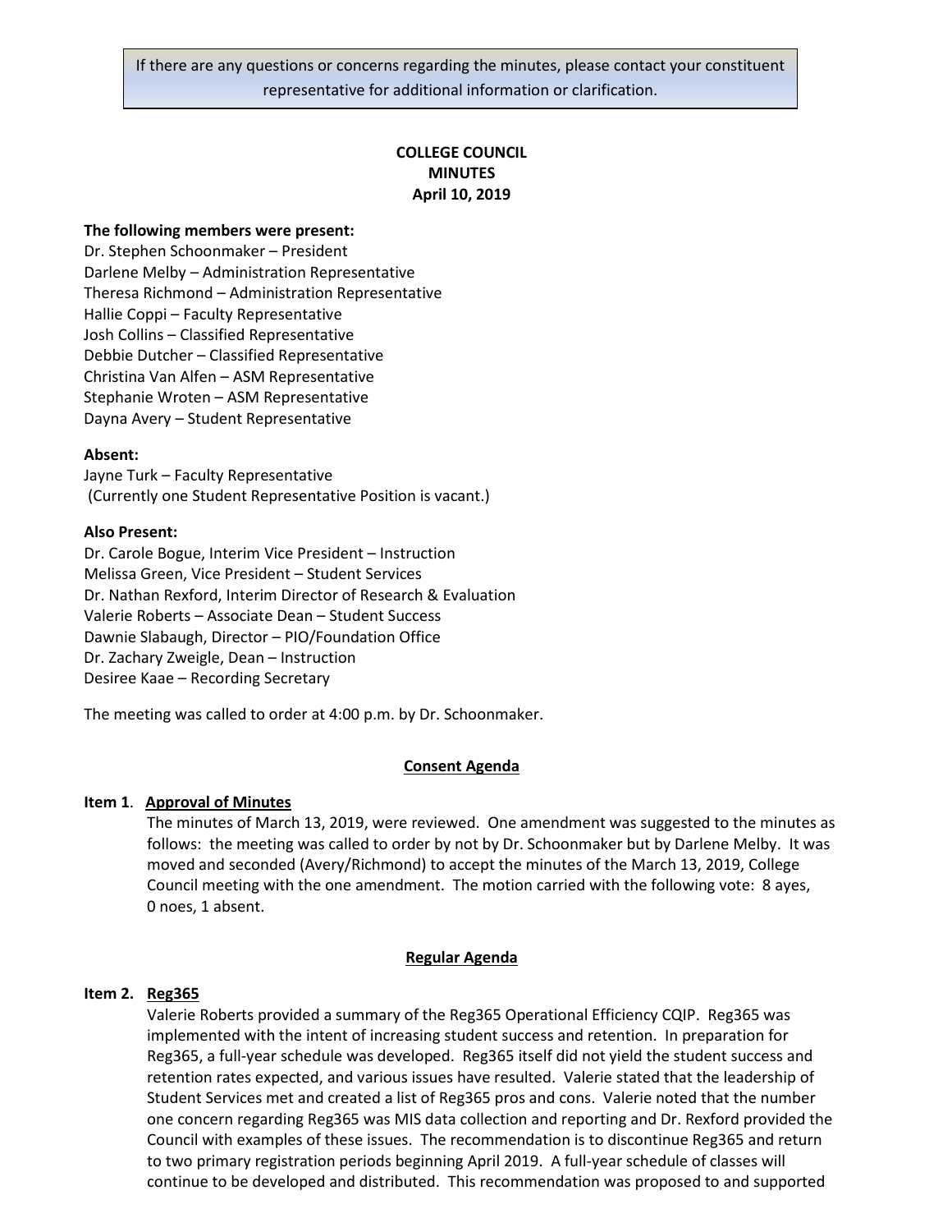If there are any questions or concerns regarding the minutes, please contact your constituent representative for additional information or clarification.

**COLLEGE COUNCIL**
**MINUTES**
**April 10, 2019**

**The following members were present:**
Dr. Stephen Schoonmaker – President
Darlene Melby – Administration Representative
Theresa Richmond – Administration Representative
Hallie Coppi – Faculty Representative
Josh Collins – Classified Representative
Debbie Dutcher – Classified Representative
Christina Van Alfen – ASM Representative
Stephanie Wroten – ASM Representative
Dayna Avery – Student Representative

**Absent:**
Jayne Turk – Faculty Representative
(Currently one Student Representative Position is vacant.)

**Also Present:**
Dr. Carole Bogue, Interim Vice President – Instruction
Melissa Green, Vice President – Student Services
Dr. Nathan Rexford, Interim Director of Research & Evaluation
Valerie Roberts – Associate Dean – Student Success
Dawnie Slabaugh, Director – PIO/Foundation Office
Dr. Zachary Zweigle, Dean – Instruction
Desiree Kaae – Recording Secretary

The meeting was called to order at 4:00 p.m. by Dr. Schoonmaker.

## Consent Agenda

**Item 1. Approval of Minutes**

The minutes of March 13, 2019, were reviewed. One amendment was suggested to the minutes as follows: the meeting was called to order by not by Dr. Schoonmaker but by Darlene Melby. It was moved and seconded (Avery/Richmond) to accept the minutes of the March 13, 2019, College Council meeting with the one amendment. The motion carried with the following vote: 8 ayes, 0 noes, 1 absent.

## Regular Agenda

**Item 2. Reg365**

Valerie Roberts provided a summary of the Reg365 Operational Efficiency CQIP. Reg365 was implemented with the intent of increasing student success and retention. In preparation for Reg365, a full-year schedule was developed. Reg365 itself did not yield the student success and retention rates expected, and various issues have resulted. Valerie stated that the leadership of Student Services met and created a list of Reg365 pros and cons. Valerie noted that the number one concern regarding Reg365 was MIS data collection and reporting and Dr. Rexford provided the Council with examples of these issues. The recommendation is to discontinue Reg365 and return to two primary registration periods beginning April 2019. A full-year schedule of classes will continue to be developed and distributed. This recommendation was proposed to and supported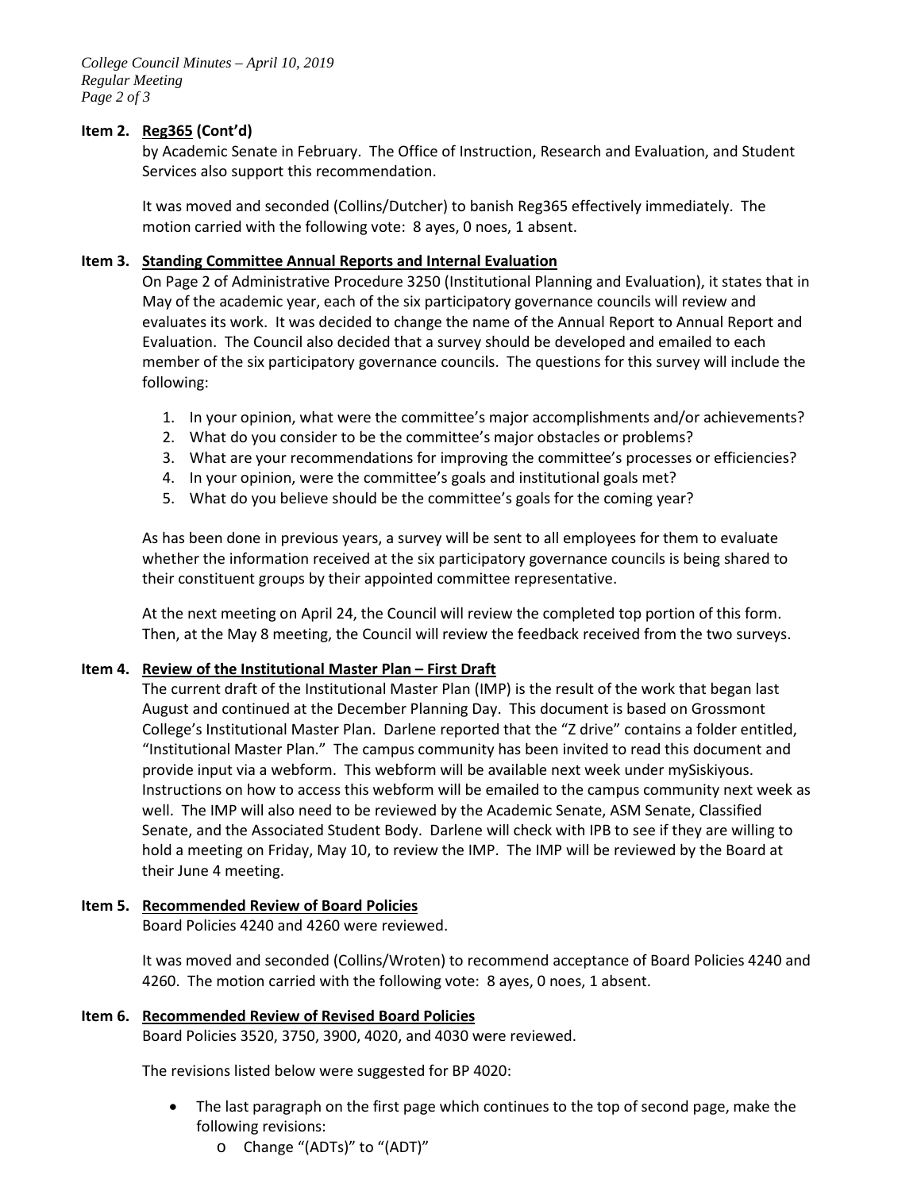**Item 2. Reg365 (Cont'd)**

by Academic Senate in February. The Office of Instruction, Research and Evaluation, and Student Services also support this recommendation.

It was moved and seconded (Collins/Dutcher) to banish Reg365 effectively immediately. The motion carried with the following vote: 8 ayes, 0 noes, 1 absent.

**Item 3. Standing Committee Annual Reports and Internal Evaluation**

On Page 2 of Administrative Procedure 3250 (Institutional Planning and Evaluation), it states that in May of the academic year, each of the six participatory governance councils will review and evaluates its work. It was decided to change the name of the Annual Report to Annual Report and Evaluation. The Council also decided that a survey should be developed and emailed to each member of the six participatory governance councils. The questions for this survey will include the following:

1. In your opinion, what were the committee's major accomplishments and/or achievements?
2. What do you consider to be the committee's major obstacles or problems?
3. What are your recommendations for improving the committee's processes or efficiencies?
4. In your opinion, were the committee's goals and institutional goals met?
5. What do you believe should be the committee's goals for the coming year?

As has been done in previous years, a survey will be sent to all employees for them to evaluate whether the information received at the six participatory governance councils is being shared to their constituent groups by their appointed committee representative.

At the next meeting on April 24, the Council will review the completed top portion of this form. Then, at the May 8 meeting, the Council will review the feedback received from the two surveys.

**Item 4. Review of the Institutional Master Plan – First Draft**

The current draft of the Institutional Master Plan (IMP) is the result of the work that began last August and continued at the December Planning Day. This document is based on Grossmont College's Institutional Master Plan. Darlene reported that the "Z drive" contains a folder entitled, "Institutional Master Plan." The campus community has been invited to read this document and provide input via a webform. This webform will be available next week under mySiskiyous. Instructions on how to access this webform will be emailed to the campus community next week as well. The IMP will also need to be reviewed by the Academic Senate, ASM Senate, Classified Senate, and the Associated Student Body. Darlene will check with IPB to see if they are willing to hold a meeting on Friday, May 10, to review the IMP. The IMP will be reviewed by the Board at their June 4 meeting.

**Item 5. Recommended Review of Board Policies**

Board Policies 4240 and 4260 were reviewed.

It was moved and seconded (Collins/Wroten) to recommend acceptance of Board Policies 4240 and 4260. The motion carried with the following vote: 8 ayes, 0 noes, 1 absent.

**Item 6. Recommended Review of Revised Board Policies**

Board Policies 3520, 3750, 3900, 4020, and 4030 were reviewed.

The revisions listed below were suggested for BP 4020:

- The last paragraph on the first page which continues to the top of second page, make the following revisions:
  - Change "(ADTs)" to "(ADT)"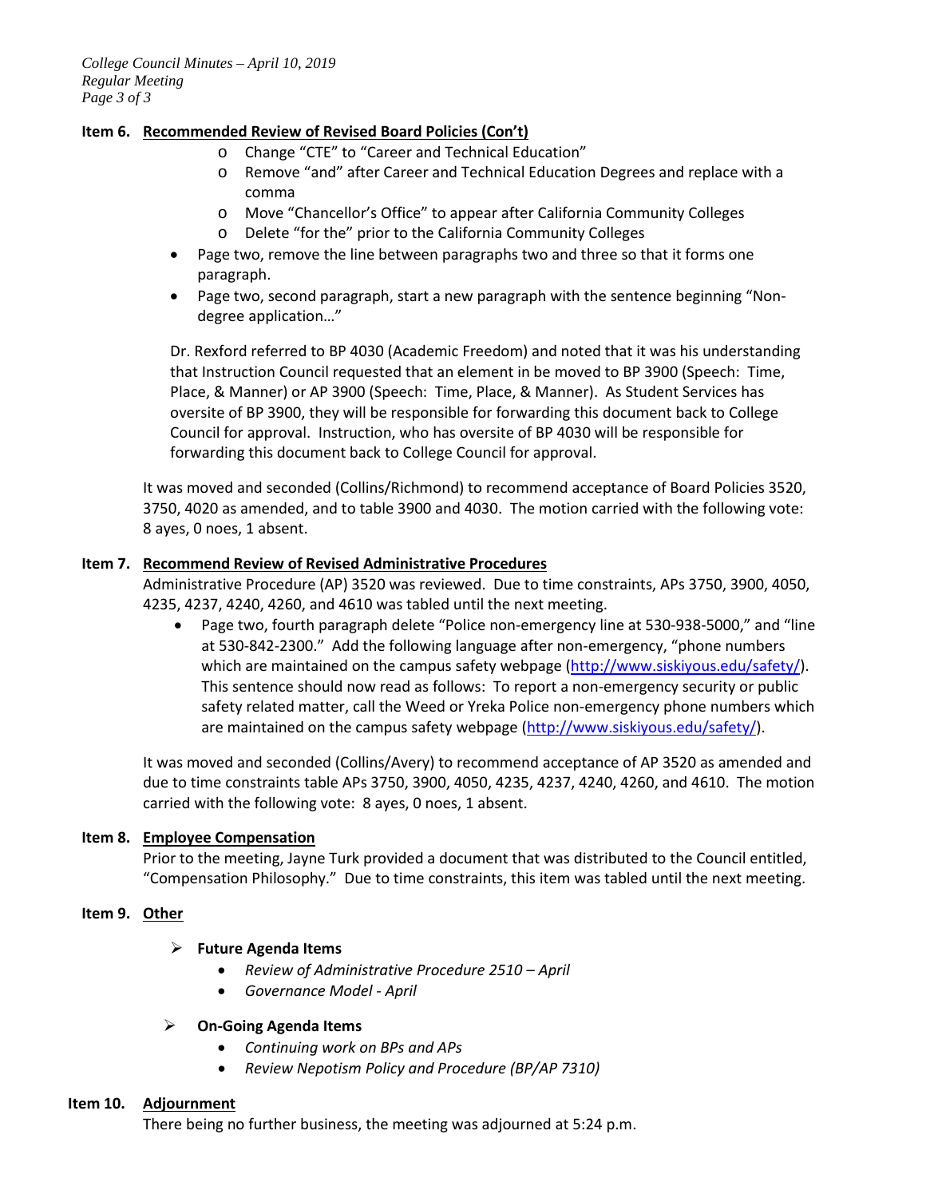**Item 6. Recommended Review of Revised Board Policies (Con't)**

- Change "CTE" to "Career and Technical Education"
- Remove "and" after Career and Technical Education Degrees and replace with a comma
- Move "Chancellor's Office" to appear after California Community Colleges
- Delete "for the" prior to the California Community Colleges

- Page two, remove the line between paragraphs two and three so that it forms one paragraph.
- Page two, second paragraph, start a new paragraph with the sentence beginning "Non-degree application…"

Dr. Rexford referred to BP 4030 (Academic Freedom) and noted that it was his understanding that Instruction Council requested that an element in be moved to BP 3900 (Speech: Time, Place, & Manner) or AP 3900 (Speech: Time, Place, & Manner). As Student Services has oversite of BP 3900, they will be responsible for forwarding this document back to College Council for approval. Instruction, who has oversite of BP 4030 will be responsible for forwarding this document back to College Council for approval.

It was moved and seconded (Collins/Richmond) to recommend acceptance of Board Policies 3520, 3750, 4020 as amended, and to table 3900 and 4030. The motion carried with the following vote: 8 ayes, 0 noes, 1 absent.

**Item 7. Recommend Review of Revised Administrative Procedures**

Administrative Procedure (AP) 3520 was reviewed. Due to time constraints, APs 3750, 3900, 4050, 4235, 4237, 4240, 4260, and 4610 was tabled until the next meeting.

- Page two, fourth paragraph delete "Police non-emergency line at 530-938-5000," and "line at 530-842-2300." Add the following language after non-emergency, "phone numbers which are maintained on the campus safety webpage (http://www.siskiyous.edu/safety/). This sentence should now read as follows: To report a non-emergency security or public safety related matter, call the Weed or Yreka Police non-emergency phone numbers which are maintained on the campus safety webpage (http://www.siskiyous.edu/safety/).

It was moved and seconded (Collins/Avery) to recommend acceptance of AP 3520 as amended and due to time constraints table APs 3750, 3900, 4050, 4235, 4237, 4240, 4260, and 4610. The motion carried with the following vote: 8 ayes, 0 noes, 1 absent.

**Item 8. Employee Compensation**

Prior to the meeting, Jayne Turk provided a document that was distributed to the Council entitled, "Compensation Philosophy." Due to time constraints, this item was tabled until the next meeting.

**Item 9. Other**

- **Future Agenda Items**
  - *Review of Administrative Procedure 2510 – April*
  - *Governance Model - April*

- **On-Going Agenda Items**
  - *Continuing work on BPs and APs*
  - *Review Nepotism Policy and Procedure (BP/AP 7310)*

**Item 10. Adjournment**

There being no further business, the meeting was adjourned at 5:24 p.m.